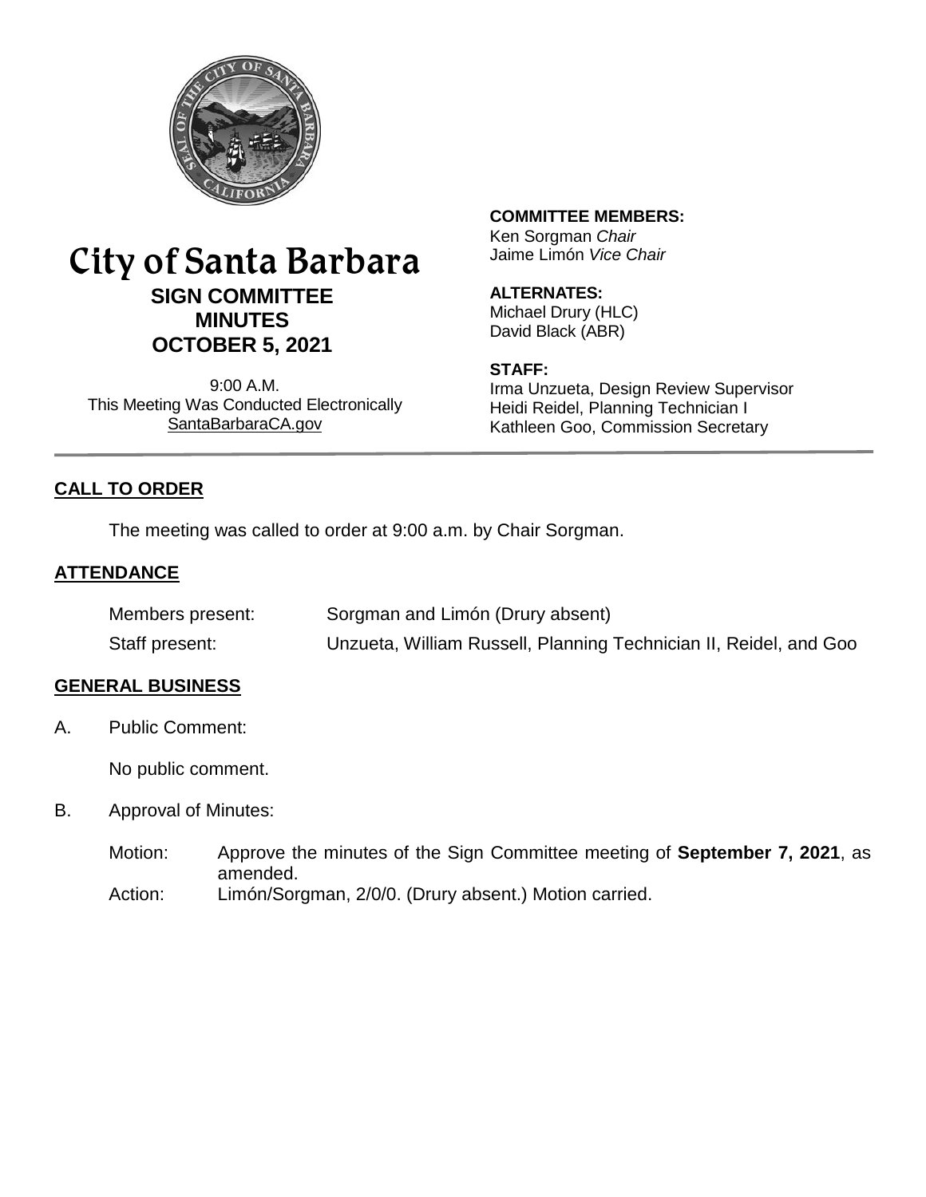# City of Santa Barbara

## SIGN COMMITTEE MINUTES
## OCTOBER 5, 2021

9:00 A.M.
This Meeting Was Conducted Electronically
SantaBarbaraCA.gov

**COMMITTEE MEMBERS:**
Ken Sorgman *Chair*
Jaime Limón *Vice Chair*

**ALTERNATES:**
Michael Drury (HLC)
David Black (ABR)

**STAFF:**
Irma Unzueta, Design Review Supervisor
Heidi Reidel, Planning Technician I
Kathleen Goo, Commission Secretary

## CALL TO ORDER

The meeting was called to order at 9:00 a.m. by Chair Sorgman.

## ATTENDANCE

Members present: Sorgman and Limón (Drury absent)
Staff present: Unzueta, William Russell, Planning Technician II, Reidel, and Goo

## GENERAL BUSINESS

A. Public Comment:

No public comment.

B. Approval of Minutes:

Motion: Approve the minutes of the Sign Committee meeting of **September 7, 2021**, as amended.
Action: Limón/Sorgman, 2/0/0. (Drury absent.) Motion carried.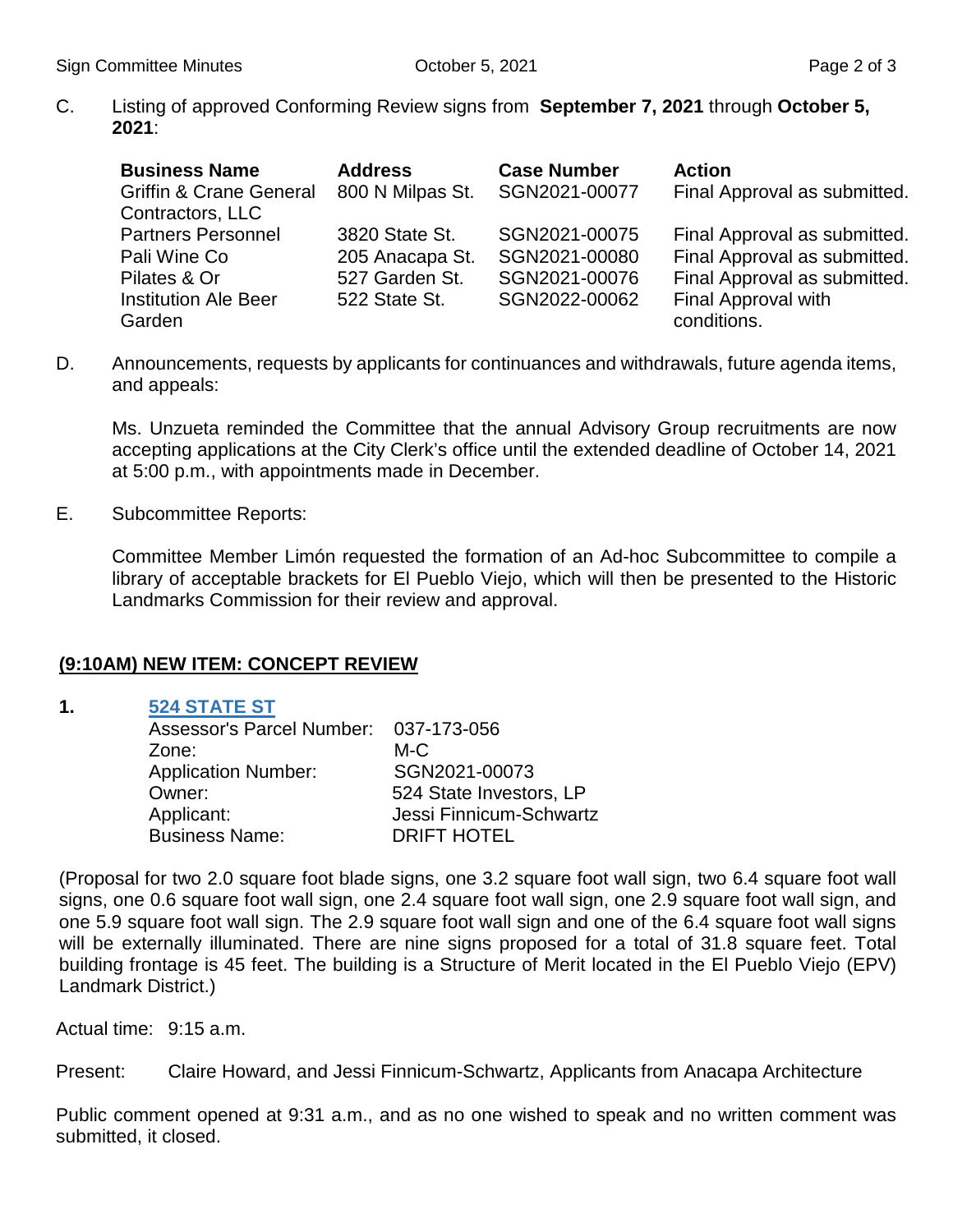C. Listing of approved Conforming Review signs from **September 7, 2021** through **October 5, 2021**:

| Business Name | Address | Case Number | Action |
|---|---|---|---|
| Griffin & Crane General Contractors, LLC | 800 N Milpas St. | SGN2021-00077 | Final Approval as submitted. |
| Partners Personnel | 3820 State St. | SGN2021-00075 | Final Approval as submitted. |
| Pali Wine Co | 205 Anacapa St. | SGN2021-00080 | Final Approval as submitted. |
| Pilates & Or | 527 Garden St. | SGN2021-00076 | Final Approval as submitted. |
| Institution Ale Beer Garden | 522 State St. | SGN2022-00062 | Final Approval with conditions. |

D. Announcements, requests by applicants for continuances and withdrawals, future agenda items, and appeals:

Ms. Unzueta reminded the Committee that the annual Advisory Group recruitments are now accepting applications at the City Clerk's office until the extended deadline of October 14, 2021 at 5:00 p.m., with appointments made in December.

E. Subcommittee Reports:

Committee Member Limón requested the formation of an Ad-hoc Subcommittee to compile a library of acceptable brackets for El Pueblo Viejo, which will then be presented to the Historic Landmarks Commission for their review and approval.

## (9:10AM) NEW ITEM: CONCEPT REVIEW

**1. 524 STATE ST**

| | |
|---|---|
| Assessor's Parcel Number: | 037-173-056 |
| Zone: | M-C |
| Application Number: | SGN2021-00073 |
| Owner: | 524 State Investors, LP |
| Applicant: | Jessi Finnicum-Schwartz |
| Business Name: | DRIFT HOTEL |

(Proposal for two 2.0 square foot blade signs, one 3.2 square foot wall sign, two 6.4 square foot wall signs, one 0.6 square foot wall sign, one 2.4 square foot wall sign, one 2.9 square foot wall sign, and one 5.9 square foot wall sign. The 2.9 square foot wall sign and one of the 6.4 square foot wall signs will be externally illuminated. There are nine signs proposed for a total of 31.8 square feet. Total building frontage is 45 feet. The building is a Structure of Merit located in the El Pueblo Viejo (EPV) Landmark District.)

Actual time: 9:15 a.m.

Present: Claire Howard, and Jessi Finnicum-Schwartz, Applicants from Anacapa Architecture

Public comment opened at 9:31 a.m., and as no one wished to speak and no written comment was submitted, it closed.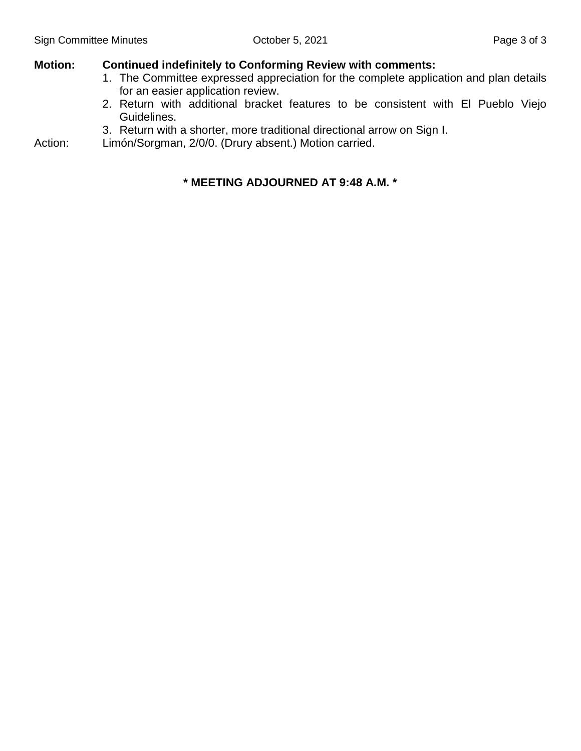**Motion: Continued indefinitely to Conforming Review with comments:**

1. The Committee expressed appreciation for the complete application and plan details for an easier application review.
2. Return with additional bracket features to be consistent with El Pueblo Viejo Guidelines.
3. Return with a shorter, more traditional directional arrow on Sign I.

Action: Limón/Sorgman, 2/0/0. (Drury absent.) Motion carried.

**\* MEETING ADJOURNED AT 9:48 A.M. \***